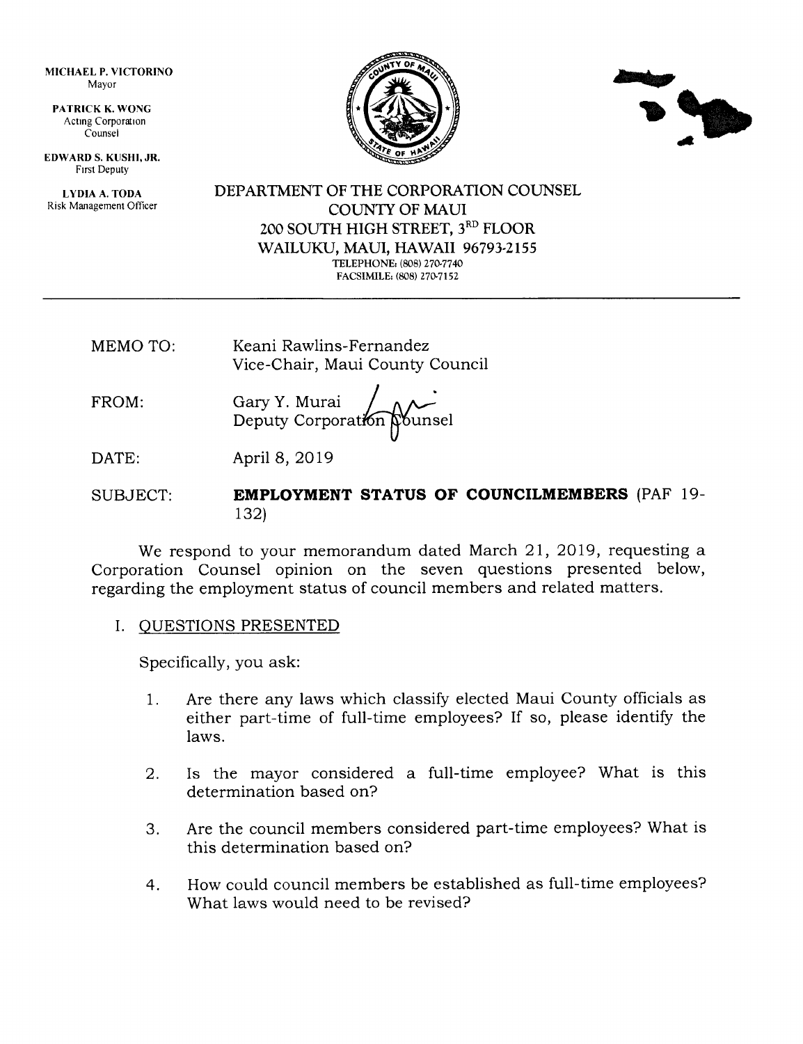MICHAEL P. VICTORINO
Mayor

PATRICK K. WONG
Acting Corporation Counsel

EDWARD S. KUSHI, JR.
First Deputy

LYDIA A. TODA
Risk Management Officer

DEPARTMENT OF THE CORPORATION COUNSEL
COUNTY OF MAUI
200 SOUTH HIGH STREET, 3RD FLOOR
WAILUKU, MAUI, HAWAII 96793-2155
TELEPHONE: (808) 270-7740
FACSIMILE: (808) 270-7152

---

MEMO TO: Keani Rawlins-Fernandez
Vice-Chair, Maui County Council

FROM: Gary Y. Murai
Deputy Corporation Counsel

DATE: April 8, 2019

SUBJECT: **EMPLOYMENT STATUS OF COUNCILMEMBERS** (PAF 19-132)

We respond to your memorandum dated March 21, 2019, requesting a Corporation Counsel opinion on the seven questions presented below, regarding the employment status of council members and related matters.

I. QUESTIONS PRESENTED

Specifically, you ask:

1. Are there any laws which classify elected Maui County officials as either part-time of full-time employees? If so, please identify the laws.

2. Is the mayor considered a full-time employee? What is this determination based on?

3. Are the council members considered part-time employees? What is this determination based on?

4. How could council members be established as full-time employees? What laws would need to be revised?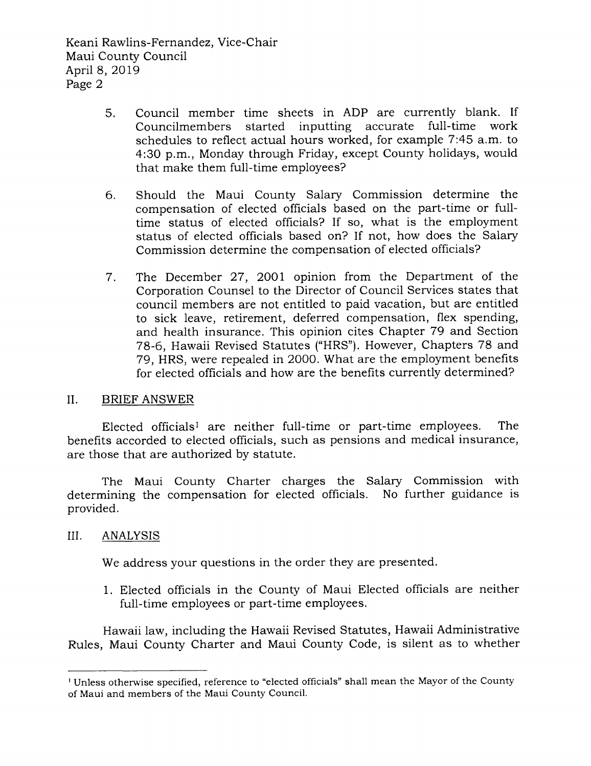5. Council member time sheets in ADP are currently blank. If Councilmembers started inputting accurate full-time work schedules to reflect actual hours worked, for example 7:45 a.m. to 4:30 p.m., Monday through Friday, except County holidays, would that make them full-time employees?

6. Should the Maui County Salary Commission determine the compensation of elected officials based on the part-time or full-time status of elected officials? If so, what is the employment status of elected officials based on? If not, how does the Salary Commission determine the compensation of elected officials?

7. The December 27, 2001 opinion from the Department of the Corporation Counsel to the Director of Council Services states that council members are not entitled to paid vacation, but are entitled to sick leave, retirement, deferred compensation, flex spending, and health insurance. This opinion cites Chapter 79 and Section 78-6, Hawaii Revised Statutes ("HRS"). However, Chapters 78 and 79, HRS, were repealed in 2000. What are the employment benefits for elected officials and how are the benefits currently determined?

## II. BRIEF ANSWER

Elected officials[1] are neither full-time or part-time employees. The benefits accorded to elected officials, such as pensions and medical insurance, are those that are authorized by statute.

The Maui County Charter charges the Salary Commission with determining the compensation for elected officials. No further guidance is provided.

## III. ANALYSIS

We address your questions in the order they are presented.

1. Elected officials in the County of Maui Elected officials are neither full-time employees or part-time employees.

Hawaii law, including the Hawaii Revised Statutes, Hawaii Administrative Rules, Maui County Charter and Maui County Code, is silent as to whether

---

[1] Unless otherwise specified, reference to "elected officials" shall mean the Mayor of the County of Maui and members of the Maui County Council.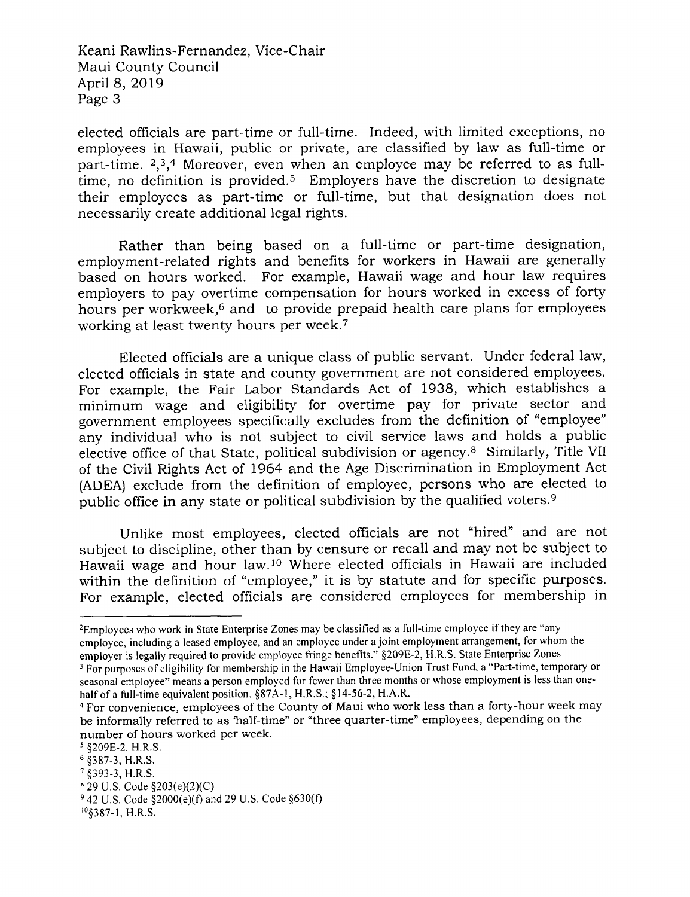elected officials are part-time or full-time. Indeed, with limited exceptions, no employees in Hawaii, public or private, are classified by law as full-time or part-time. [2,3,4] Moreover, even when an employee may be referred to as full-time, no definition is provided.[5] Employers have the discretion to designate their employees as part-time or full-time, but that designation does not necessarily create additional legal rights.

Rather than being based on a full-time or part-time designation, employment-related rights and benefits for workers in Hawaii are generally based on hours worked. For example, Hawaii wage and hour law requires employers to pay overtime compensation for hours worked in excess of forty hours per workweek,[6] and to provide prepaid health care plans for employees working at least twenty hours per week.[7]

Elected officials are a unique class of public servant. Under federal law, elected officials in state and county government are not considered employees. For example, the Fair Labor Standards Act of 1938, which establishes a minimum wage and eligibility for overtime pay for private sector and government employees specifically excludes from the definition of "employee" any individual who is not subject to civil service laws and holds a public elective office of that State, political subdivision or agency.[8] Similarly, Title VII of the Civil Rights Act of 1964 and the Age Discrimination in Employment Act (ADEA) exclude from the definition of employee, persons who are elected to public office in any state or political subdivision by the qualified voters.[9]

Unlike most employees, elected officials are not "hired" and are not subject to discipline, other than by censure or recall and may not be subject to Hawaii wage and hour law.[10] Where elected officials in Hawaii are included within the definition of "employee," it is by statute and for specific purposes. For example, elected officials are considered employees for membership in

---

[2] Employees who work in State Enterprise Zones may be classified as a full-time employee if they are "any employee, including a leased employee, and an employee under a joint employment arrangement, for whom the employer is legally required to provide employee fringe benefits." §209E-2, H.R.S. State Enterprise Zones

[3] For purposes of eligibility for membership in the Hawaii Employee-Union Trust Fund, a "Part-time, temporary or seasonal employee" means a person employed for fewer than three months or whose employment is less than one-half of a full-time equivalent position. §87A-1, H.R.S.; §14-56-2, H.A.R.

[4] For convenience, employees of the County of Maui who work less than a forty-hour week may be informally referred to as 'half-time" or "three quarter-time" employees, depending on the number of hours worked per week.

[5] §209E-2, H.R.S.

[6] §387-3, H.R.S.

[7] §393-3, H.R.S.

[8] 29 U.S. Code §203(e)(2)(C)

[9] 42 U.S. Code §2000(e)(f) and 29 U.S. Code §630(f)

[10] §387-1, H.R.S.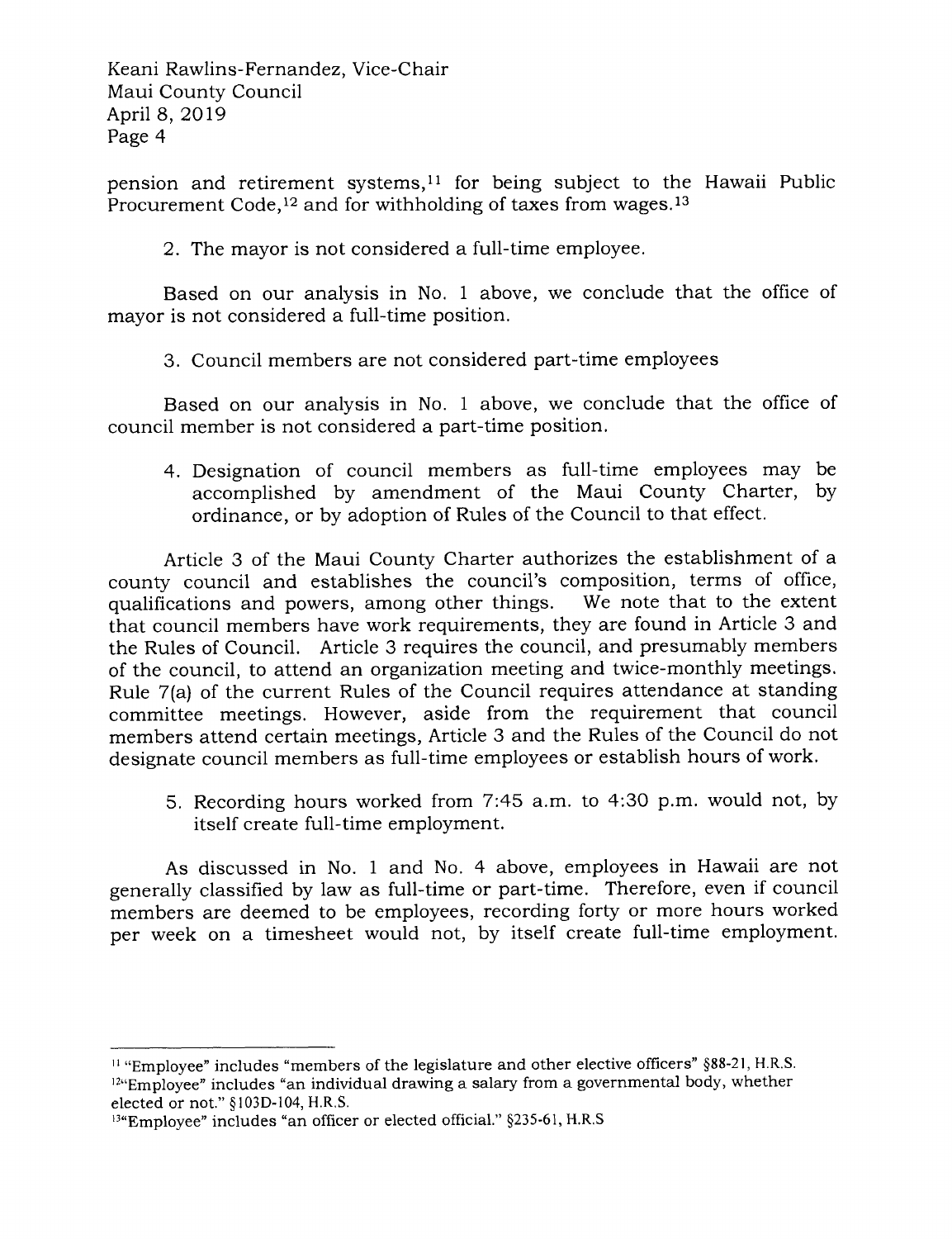pension and retirement systems,[11] for being subject to the Hawaii Public Procurement Code,[12] and for withholding of taxes from wages.[13]

2. The mayor is not considered a full-time employee.

Based on our analysis in No. 1 above, we conclude that the office of mayor is not considered a full-time position.

3. Council members are not considered part-time employees

Based on our analysis in No. 1 above, we conclude that the office of council member is not considered a part-time position.

4. Designation of council members as full-time employees may be accomplished by amendment of the Maui County Charter, by ordinance, or by adoption of Rules of the Council to that effect.

Article 3 of the Maui County Charter authorizes the establishment of a county council and establishes the council's composition, terms of office, qualifications and powers, among other things. We note that to the extent that council members have work requirements, they are found in Article 3 and the Rules of Council. Article 3 requires the council, and presumably members of the council, to attend an organization meeting and twice-monthly meetings. Rule 7(a) of the current Rules of the Council requires attendance at standing committee meetings. However, aside from the requirement that council members attend certain meetings, Article 3 and the Rules of the Council do not designate council members as full-time employees or establish hours of work.

5. Recording hours worked from 7:45 a.m. to 4:30 p.m. would not, by itself create full-time employment.

As discussed in No. 1 and No. 4 above, employees in Hawaii are not generally classified by law as full-time or part-time. Therefore, even if council members are deemed to be employees, recording forty or more hours worked per week on a timesheet would not, by itself create full-time employment.

---

[11] "Employee" includes "members of the legislature and other elective officers" §88-21, H.R.S.

[12] "Employee" includes "an individual drawing a salary from a governmental body, whether elected or not." §103D-104, H.R.S.

[13] "Employee" includes "an officer or elected official." §235-61, H.R.S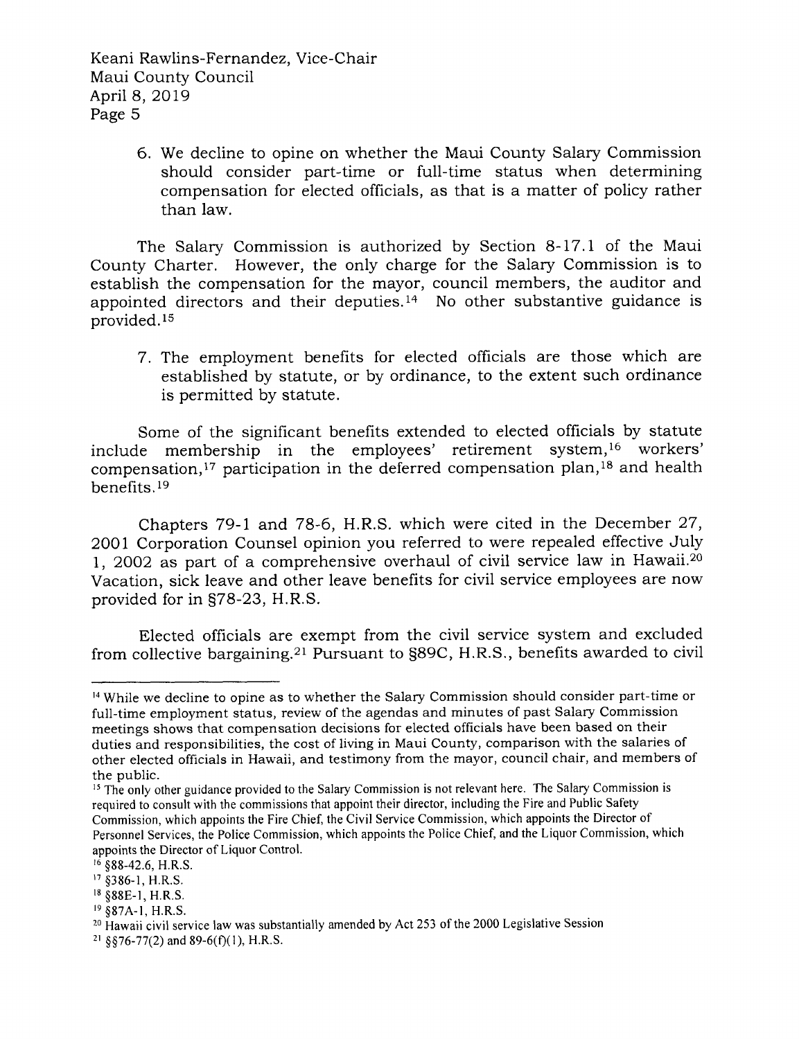6. We decline to opine on whether the Maui County Salary Commission should consider part-time or full-time status when determining compensation for elected officials, as that is a matter of policy rather than law.

The Salary Commission is authorized by Section 8-17.1 of the Maui County Charter. However, the only charge for the Salary Commission is to establish the compensation for the mayor, council members, the auditor and appointed directors and their deputies.[14] No other substantive guidance is provided.[15]

7. The employment benefits for elected officials are those which are established by statute, or by ordinance, to the extent such ordinance is permitted by statute.

Some of the significant benefits extended to elected officials by statute include membership in the employees' retirement system,[16] workers' compensation,[17] participation in the deferred compensation plan,[18] and health benefits.[19]

Chapters 79-1 and 78-6, H.R.S. which were cited in the December 27, 2001 Corporation Counsel opinion you referred to were repealed effective July 1, 2002 as part of a comprehensive overhaul of civil service law in Hawaii.[20] Vacation, sick leave and other leave benefits for civil service employees are now provided for in §78-23, H.R.S.

Elected officials are exempt from the civil service system and excluded from collective bargaining.[21] Pursuant to §89C, H.R.S., benefits awarded to civil

---

[14] While we decline to opine as to whether the Salary Commission should consider part-time or full-time employment status, review of the agendas and minutes of past Salary Commission meetings shows that compensation decisions for elected officials have been based on their duties and responsibilities, the cost of living in Maui County, comparison with the salaries of other elected officials in Hawaii, and testimony from the mayor, council chair, and members of the public.

[15] The only other guidance provided to the Salary Commission is not relevant here. The Salary Commission is required to consult with the commissions that appoint their director, including the Fire and Public Safety Commission, which appoints the Fire Chief, the Civil Service Commission, which appoints the Director of Personnel Services, the Police Commission, which appoints the Police Chief, and the Liquor Commission, which appoints the Director of Liquor Control.

[16] §88-42.6, H.R.S.

[17] §386-1, H.R.S.

[18] §88E-1, H.R.S.

[19] §87A-1, H.R.S.

[20] Hawaii civil service law was substantially amended by Act 253 of the 2000 Legislative Session

[21] §§76-77(2) and 89-6(f)(1), H.R.S.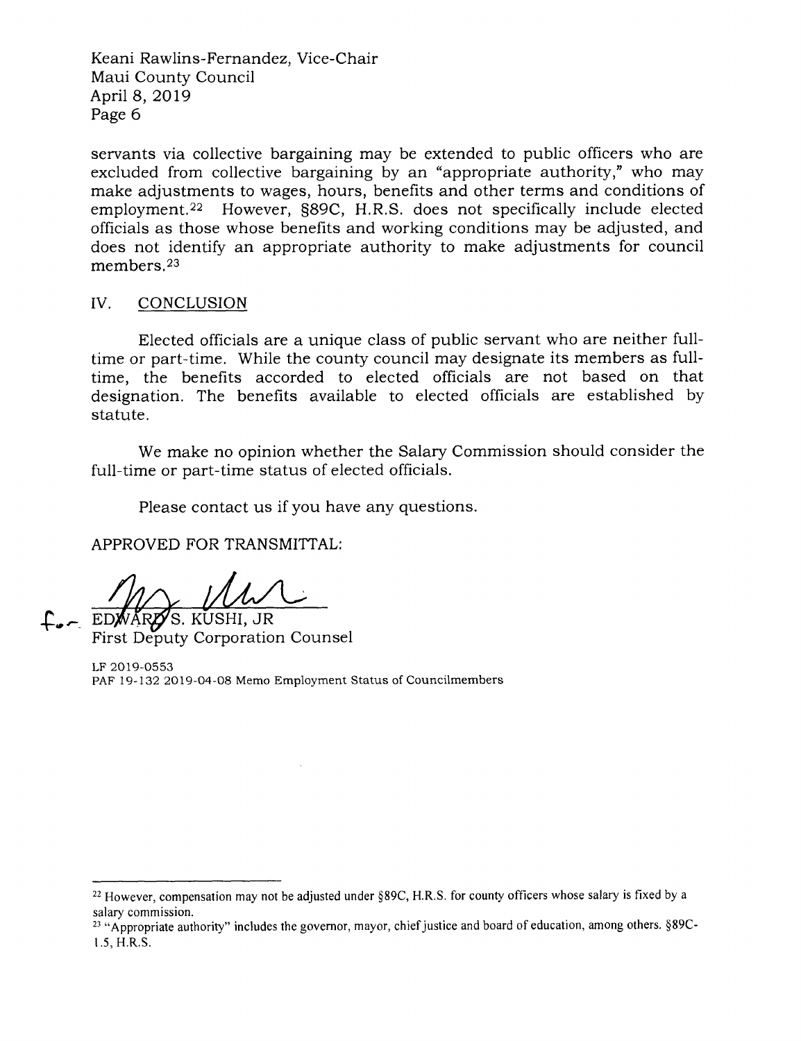servants via collective bargaining may be extended to public officers who are excluded from collective bargaining by an "appropriate authority," who may make adjustments to wages, hours, benefits and other terms and conditions of employment.[22] However, §89C, H.R.S. does not specifically include elected officials as those whose benefits and working conditions may be adjusted, and does not identify an appropriate authority to make adjustments for council members.[23]

## IV. CONCLUSION

Elected officials are a unique class of public servant who are neither full-time or part-time. While the county council may designate its members as full-time, the benefits accorded to elected officials are not based on that designation. The benefits available to elected officials are established by statute.

We make no opinion whether the Salary Commission should consider the full-time or part-time status of elected officials.

Please contact us if you have any questions.

APPROVED FOR TRANSMITTAL:

for EDWARD S. KUSHI, JR
First Deputy Corporation Counsel

LF 2019-0553
PAF 19-132 2019-04-08 Memo Employment Status of Councilmembers

---

[22] However, compensation may not be adjusted under §89C, H.R.S. for county officers whose salary is fixed by a salary commission.

[23] "Appropriate authority" includes the governor, mayor, chief justice and board of education, among others. §89C-1.5, H.R.S.